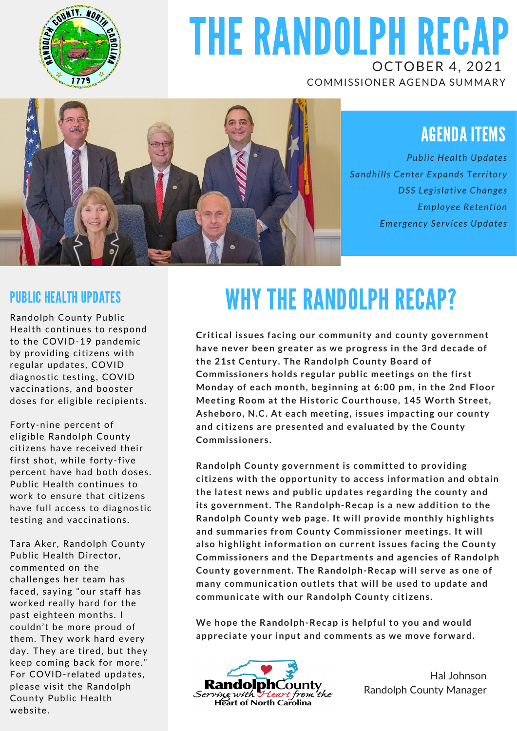# THE RANDOLPH RECAP

OCTOBER 4, 2021

COMMISSIONER AGENDA SUMMARY

## AGENDA ITEMS

*Public Health Updates*

*Sandhills Center Expands Territory*

*DSS Legislative Changes*

*Employee Retention*

*Emergency Services Updates*

## WHY THE RANDOLPH RECAP?

**Critical issues facing our community and county government have never been greater as we progress in the 3rd decade of the 21st Century. The Randolph County Board of Commissioners holds regular public meetings on the first Monday of each month, beginning at 6:00 pm, in the 2nd Floor Meeting Room at the Historic Courthouse, 145 Worth Street, Asheboro, N.C. At each meeting, issues impacting our county and citizens are presented and evaluated by the County Commissioners.**

**Randolph County government is committed to providing citizens with the opportunity to access information and obtain the latest news and public updates regarding the county and its government. The Randolph-Recap is a new addition to the Randolph County web page. It will provide monthly highlights and summaries from County Commissioner meetings. It will also highlight information on current issues facing the County Commissioners and the Departments and agencies of Randolph County government. The Randolph-Recap will serve as one of many communication outlets that will be used to update and communicate with our Randolph County citizens.**

**We hope the Randolph-Recap is helpful to you and would appreciate your input and comments as we move forward.**

Randolph County
Serving with Heart from the Heart of North Carolina

Hal Johnson
Randolph County Manager

## PUBLIC HEALTH UPDATES

Randolph County Public Health continues to respond to the COVID-19 pandemic by providing citizens with regular updates, COVID diagnostic testing, COVID vaccinations, and booster doses for eligible recipients.

Forty-nine percent of eligible Randolph County citizens have received their first shot, while forty-five percent have had both doses. Public Health continues to work to ensure that citizens have full access to diagnostic testing and vaccinations.

Tara Aker, Randolph County Public Health Director, commented on the challenges her team has faced, saying "our staff has worked really hard for the past eighteen months. I couldn't be more proud of them. They work hard every day. They are tired, but they keep coming back for more." For COVID-related updates, please visit the Randolph County Public Health website.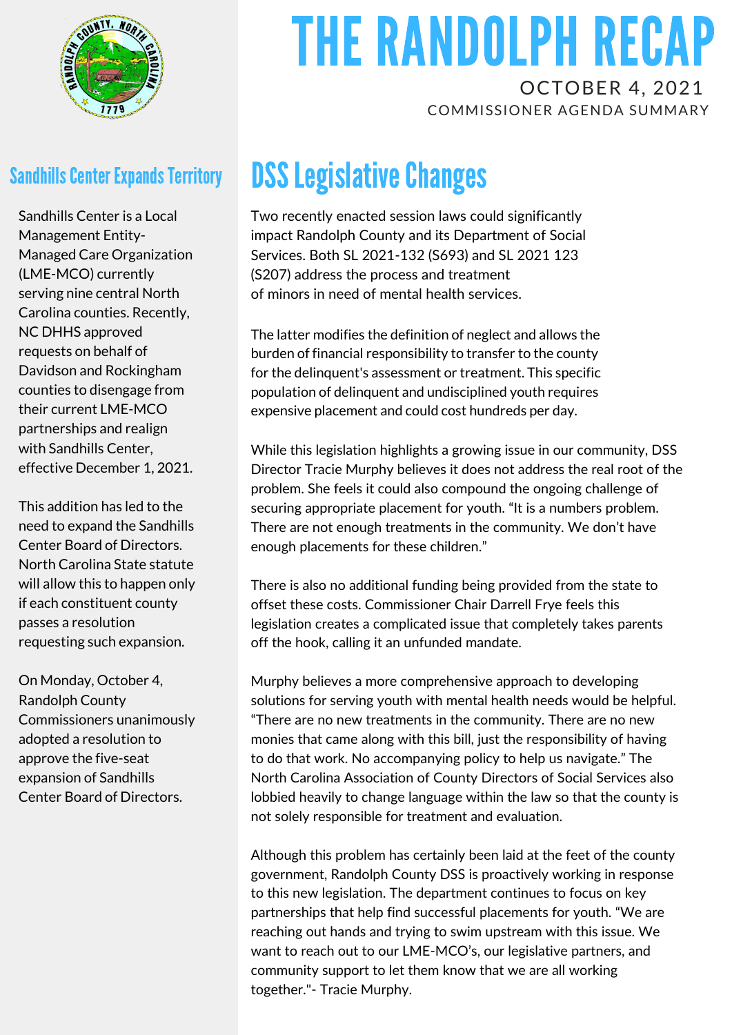# THE RANDOLPH RECAP

OCTOBER 4, 2021

COMMISSIONER AGENDA SUMMARY

## DSS Legislative Changes

Two recently enacted session laws could significantly impact Randolph County and its Department of Social Services. Both SL 2021-132 (S693) and SL 2021 123 (S207) address the process and treatment of minors in need of mental health services.

The latter modifies the definition of neglect and allows the burden of financial responsibility to transfer to the county for the delinquent's assessment or treatment. This specific population of delinquent and undisciplined youth requires expensive placement and could cost hundreds per day.

While this legislation highlights a growing issue in our community, DSS Director Tracie Murphy believes it does not address the real root of the problem. She feels it could also compound the ongoing challenge of securing appropriate placement for youth. "It is a numbers problem. There are not enough treatments in the community. We don't have enough placements for these children."

There is also no additional funding being provided from the state to offset these costs. Commissioner Chair Darrell Frye feels this legislation creates a complicated issue that completely takes parents off the hook, calling it an unfunded mandate.

Murphy believes a more comprehensive approach to developing solutions for serving youth with mental health needs would be helpful. "There are no new treatments in the community. There are no new monies that came along with this bill, just the responsibility of having to do that work. No accompanying policy to help us navigate." The North Carolina Association of County Directors of Social Services also lobbied heavily to change language within the law so that the county is not solely responsible for treatment and evaluation.

Although this problem has certainly been laid at the feet of the county government, Randolph County DSS is proactively working in response to this new legislation. The department continues to focus on key partnerships that help find successful placements for youth. "We are reaching out hands and trying to swim upstream with this issue. We want to reach out to our LME-MCO's, our legislative partners, and community support to let them know that we are all working together."- Tracie Murphy.

## Sandhills Center Expands Territory

Sandhills Center is a Local Management Entity-Managed Care Organization (LME-MCO) currently serving nine central North Carolina counties. Recently, NC DHHS approved requests on behalf of Davidson and Rockingham counties to disengage from their current LME-MCO partnerships and realign with Sandhills Center, effective December 1, 2021.

This addition has led to the need to expand the Sandhills Center Board of Directors. North Carolina State statute will allow this to happen only if each constituent county passes a resolution requesting such expansion.

On Monday, October 4, Randolph County Commissioners unanimously adopted a resolution to approve the five-seat expansion of Sandhills Center Board of Directors.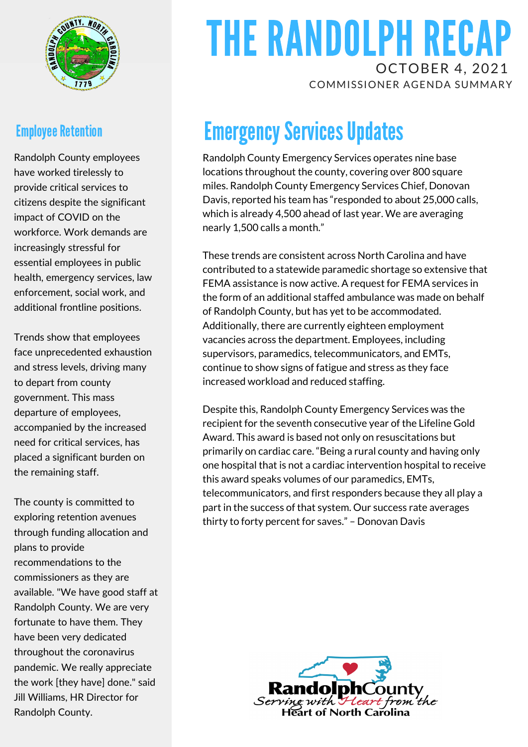# THE RANDOLPH RECAP

OCTOBER 4, 2021

COMMISSIONER AGENDA SUMMARY

## Employee Retention

Randolph County employees have worked tirelessly to provide critical services to citizens despite the significant impact of COVID on the workforce. Work demands are increasingly stressful for essential employees in public health, emergency services, law enforcement, social work, and additional frontline positions.

Trends show that employees face unprecedented exhaustion and stress levels, driving many to depart from county government. This mass departure of employees, accompanied by the increased need for critical services, has placed a significant burden on the remaining staff.

The county is committed to exploring retention avenues through funding allocation and plans to provide recommendations to the commissioners as they are available. "We have good staff at Randolph County. We are very fortunate to have them. They have been very dedicated throughout the coronavirus pandemic. We really appreciate the work [they have] done." said Jill Williams, HR Director for Randolph County.

## Emergency Services Updates

Randolph County Emergency Services operates nine base locations throughout the county, covering over 800 square miles. Randolph County Emergency Services Chief, Donovan Davis, reported his team has "responded to about 25,000 calls, which is already 4,500 ahead of last year. We are averaging nearly 1,500 calls a month."

These trends are consistent across North Carolina and have contributed to a statewide paramedic shortage so extensive that FEMA assistance is now active. A request for FEMA services in the form of an additional staffed ambulance was made on behalf of Randolph County, but has yet to be accommodated. Additionally, there are currently eighteen employment vacancies across the department. Employees, including supervisors, paramedics, telecommunicators, and EMTs, continue to show signs of fatigue and stress as they face increased workload and reduced staffing.

Despite this, Randolph County Emergency Services was the recipient for the seventh consecutive year of the Lifeline Gold Award. This award is based not only on resuscitations but primarily on cardiac care. "Being a rural county and having only one hospital that is not a cardiac intervention hospital to receive this award speaks volumes of our paramedics, EMTs, telecommunicators, and first responders because they all play a part in the success of that system. Our success rate averages thirty to forty percent for saves." – Donovan Davis

RandolphCounty
*Serving with Heart from the*
Heart of North Carolina